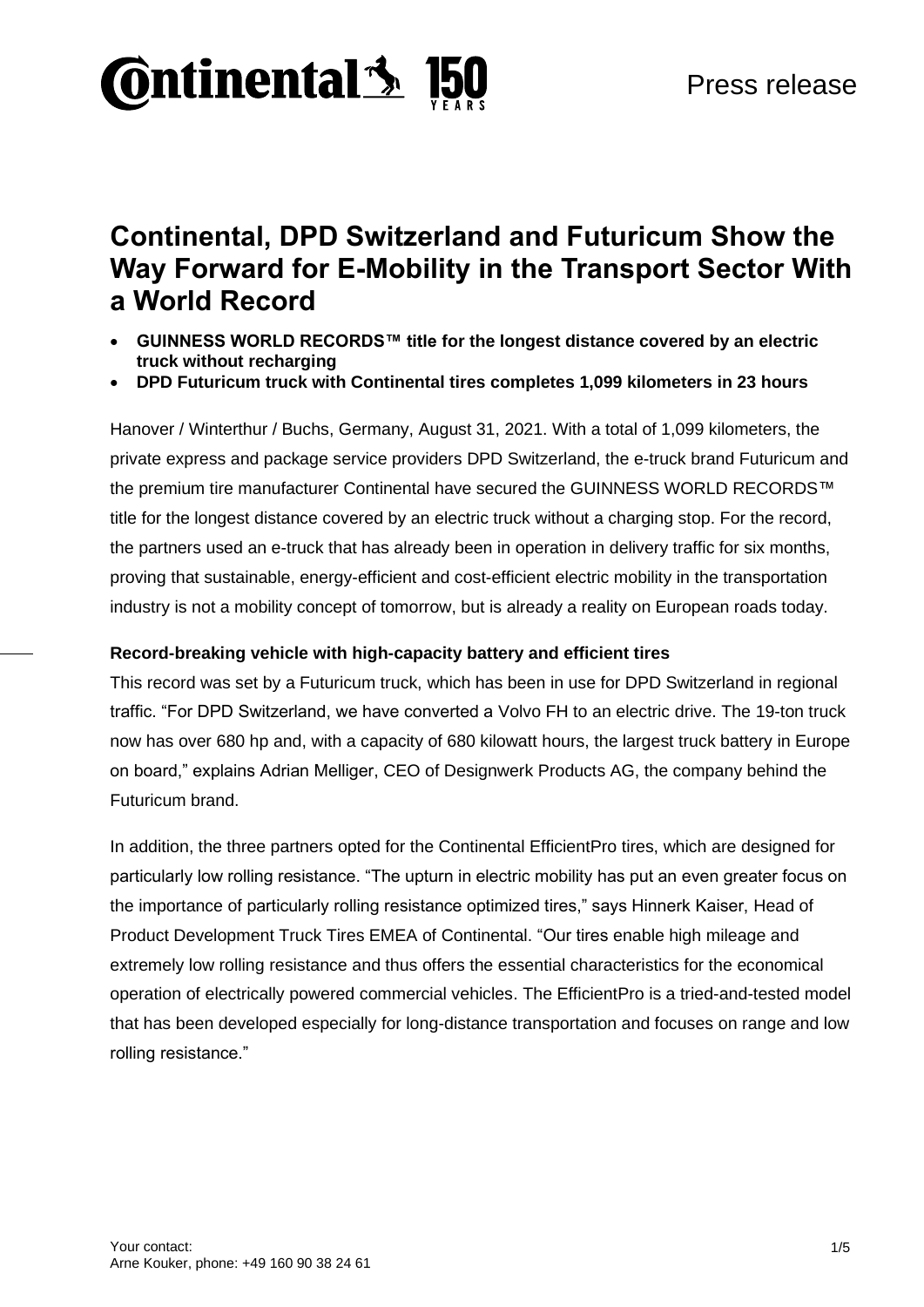Press release

# Continental, DPD Switzerland and Futuricum Show the Way Forward for E-Mobility in the Transport Sector With a World Record

- **GUINNESS WORLD RECORDS™ title for the longest distance covered by an electric truck without recharging**
- **DPD Futuricum truck with Continental tires completes 1,099 kilometers in 23 hours**

Hanover / Winterthur / Buchs, Germany, August 31, 2021. With a total of 1,099 kilometers, the private express and package service providers DPD Switzerland, the e-truck brand Futuricum and the premium tire manufacturer Continental have secured the GUINNESS WORLD RECORDS™ title for the longest distance covered by an electric truck without a charging stop. For the record, the partners used an e-truck that has already been in operation in delivery traffic for six months, proving that sustainable, energy-efficient and cost-efficient electric mobility in the transportation industry is not a mobility concept of tomorrow, but is already a reality on European roads today.

**Record-breaking vehicle with high-capacity battery and efficient tires**

This record was set by a Futuricum truck, which has been in use for DPD Switzerland in regional traffic. "For DPD Switzerland, we have converted a Volvo FH to an electric drive. The 19-ton truck now has over 680 hp and, with a capacity of 680 kilowatt hours, the largest truck battery in Europe on board," explains Adrian Melliger, CEO of Designwerk Products AG, the company behind the Futuricum brand.

In addition, the three partners opted for the Continental EfficientPro tires, which are designed for particularly low rolling resistance. "The upturn in electric mobility has put an even greater focus on the importance of particularly rolling resistance optimized tires," says Hinnerk Kaiser, Head of Product Development Truck Tires EMEA of Continental. "Our tires enable high mileage and extremely low rolling resistance and thus offers the essential characteristics for the economical operation of electrically powered commercial vehicles. The EfficientPro is a tried-and-tested model that has been developed especially for long-distance transportation and focuses on range and low rolling resistance."

Your contact:
Arne Kouker, phone: +49 160 90 38 24 61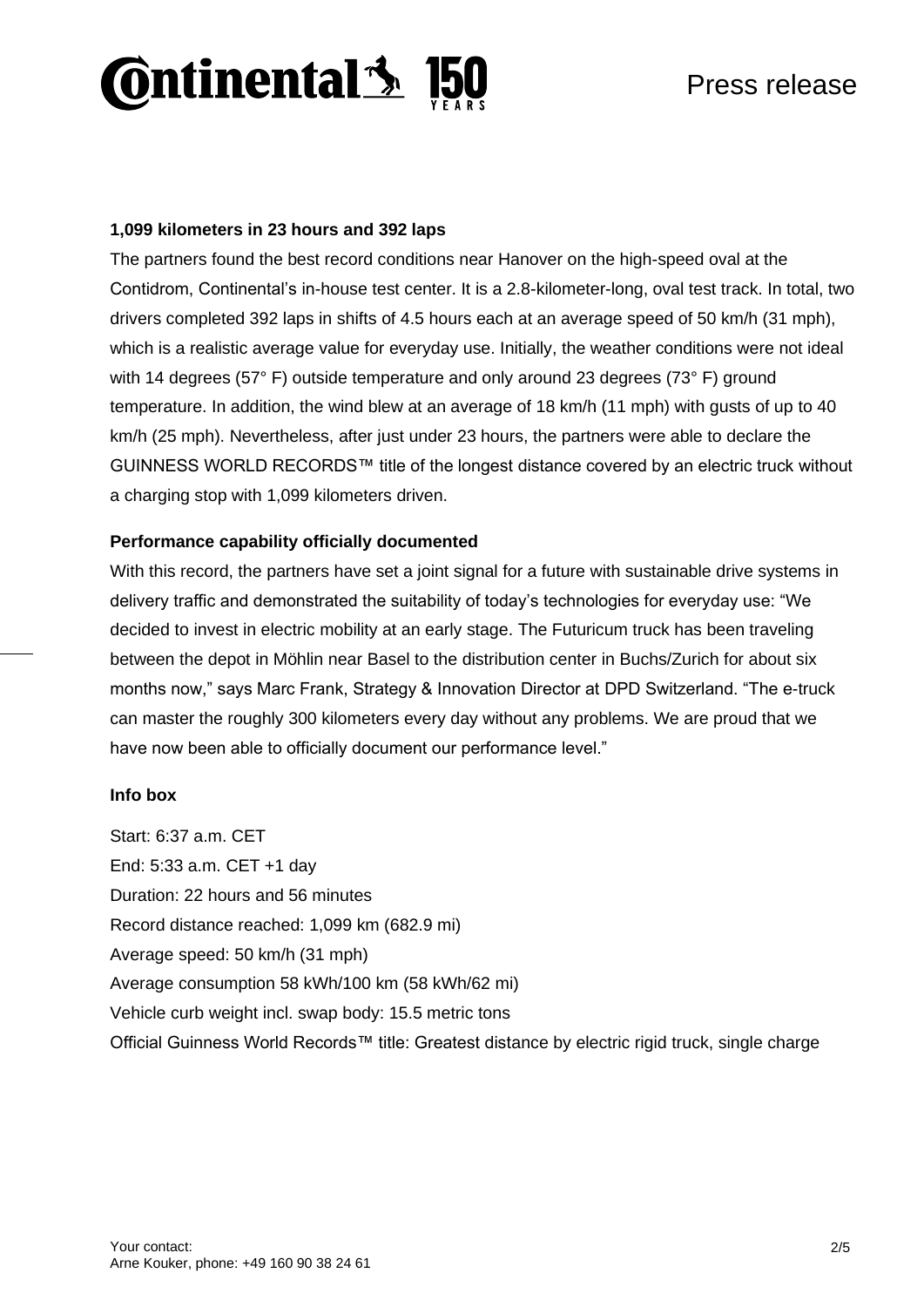**1,099 kilometers in 23 hours and 392 laps**

The partners found the best record conditions near Hanover on the high-speed oval at the Contidrom, Continental's in-house test center. It is a 2.8-kilometer-long, oval test track. In total, two drivers completed 392 laps in shifts of 4.5 hours each at an average speed of 50 km/h (31 mph), which is a realistic average value for everyday use. Initially, the weather conditions were not ideal with 14 degrees (57° F) outside temperature and only around 23 degrees (73° F) ground temperature. In addition, the wind blew at an average of 18 km/h (11 mph) with gusts of up to 40 km/h (25 mph). Nevertheless, after just under 23 hours, the partners were able to declare the GUINNESS WORLD RECORDS™ title of the longest distance covered by an electric truck without a charging stop with 1,099 kilometers driven.

**Performance capability officially documented**

With this record, the partners have set a joint signal for a future with sustainable drive systems in delivery traffic and demonstrated the suitability of today's technologies for everyday use: "We decided to invest in electric mobility at an early stage. The Futuricum truck has been traveling between the depot in Möhlin near Basel to the distribution center in Buchs/Zurich for about six months now," says Marc Frank, Strategy & Innovation Director at DPD Switzerland. "The e-truck can master the roughly 300 kilometers every day without any problems. We are proud that we have now been able to officially document our performance level."

**Info box**

Start: 6:37 a.m. CET

End: 5:33 a.m. CET +1 day

Duration: 22 hours and 56 minutes

Record distance reached: 1,099 km (682.9 mi)

Average speed: 50 km/h (31 mph)

Average consumption 58 kWh/100 km (58 kWh/62 mi)

Vehicle curb weight incl. swap body: 15.5 metric tons

Official Guinness World Records™ title: Greatest distance by electric rigid truck, single charge

Your contact:
Arne Kouker, phone: +49 160 90 38 24 61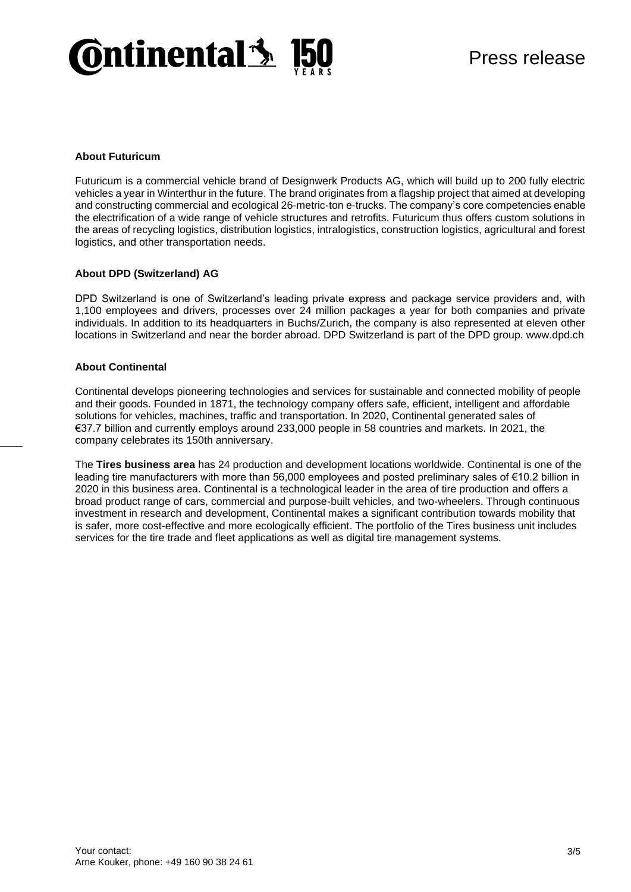### About Futuricum

Futuricum is a commercial vehicle brand of Designwerk Products AG, which will build up to 200 fully electric vehicles a year in Winterthur in the future. The brand originates from a flagship project that aimed at developing and constructing commercial and ecological 26-metric-ton e-trucks. The company's core competencies enable the electrification of a wide range of vehicle structures and retrofits. Futuricum thus offers custom solutions in the areas of recycling logistics, distribution logistics, intralogistics, construction logistics, agricultural and forest logistics, and other transportation needs.

### About DPD (Switzerland) AG

DPD Switzerland is one of Switzerland's leading private express and package service providers and, with 1,100 employees and drivers, processes over 24 million packages a year for both companies and private individuals. In addition to its headquarters in Buchs/Zurich, the company is also represented at eleven other locations in Switzerland and near the border abroad. DPD Switzerland is part of the DPD group. www.dpd.ch

### About Continental

Continental develops pioneering technologies and services for sustainable and connected mobility of people and their goods. Founded in 1871, the technology company offers safe, efficient, intelligent and affordable solutions for vehicles, machines, traffic and transportation. In 2020, Continental generated sales of €37.7 billion and currently employs around 233,000 people in 58 countries and markets. In 2021, the company celebrates its 150th anniversary.

The **Tires business area** has 24 production and development locations worldwide. Continental is one of the leading tire manufacturers with more than 56,000 employees and posted preliminary sales of €10.2 billion in 2020 in this business area. Continental is a technological leader in the area of tire production and offers a broad product range of cars, commercial and purpose-built vehicles, and two-wheelers. Through continuous investment in research and development, Continental makes a significant contribution towards mobility that is safer, more cost-effective and more ecologically efficient. The portfolio of the Tires business unit includes services for the tire trade and fleet applications as well as digital tire management systems.

Your contact:
Arne Kouker, phone: +49 160 90 38 24 61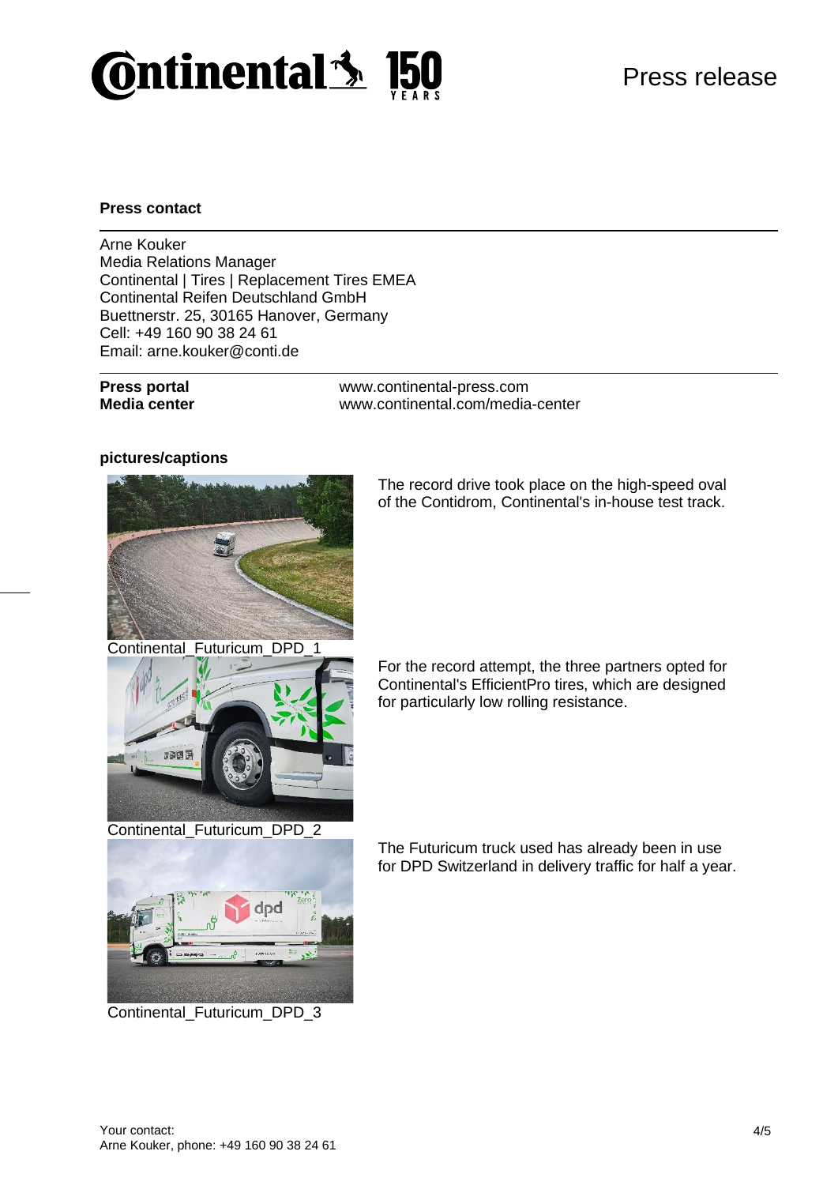**Press contact**

Arne Kouker
Media Relations Manager
Continental | Tires | Replacement Tires EMEA
Continental Reifen Deutschland GmbH
Buettnerstr. 25, 30165 Hanover, Germany
Cell: +49 160 90 38 24 61
Email: arne.kouker@conti.de

| | |
|---|---|
| **Press portal** | www.continental-press.com |
| **Media center** | www.continental.com/media-center |

**pictures/captions**

| | |
|---|---|
| Continental_Futuricum_DPD_1 | The record drive took place on the high-speed oval of the Contidrom, Continental's in-house test track. |
| Continental_Futuricum_DPD_2 | For the record attempt, the three partners opted for Continental's EfficientPro tires, which are designed for particularly low rolling resistance. |
| Continental_Futuricum_DPD_3 | The Futuricum truck used has already been in use for DPD Switzerland in delivery traffic for half a year. |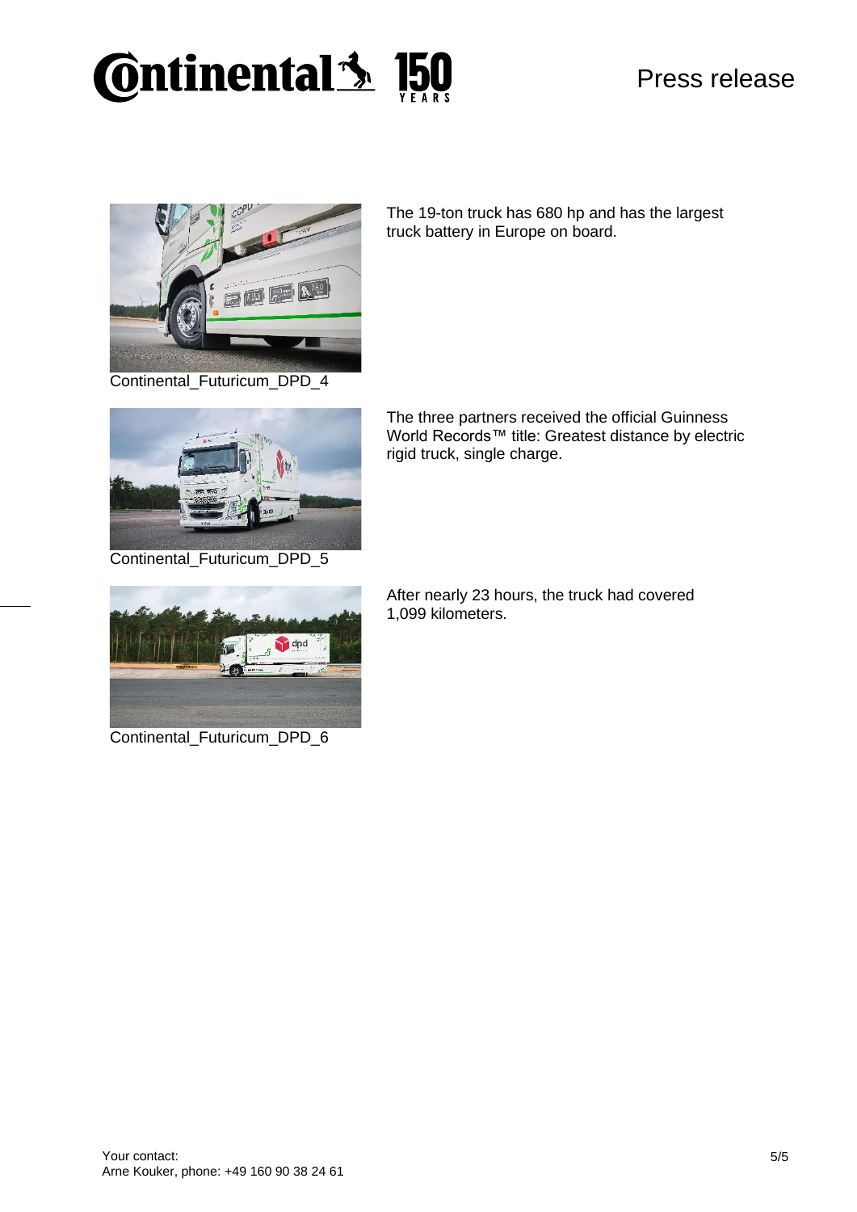Continental_Futuricum_DPD_4

The 19-ton truck has 680 hp and has the largest truck battery in Europe on board.

Continental_Futuricum_DPD_5

The three partners received the official Guinness World Records™ title: Greatest distance by electric rigid truck, single charge.

Continental_Futuricum_DPD_6

After nearly 23 hours, the truck had covered 1,099 kilometers.

Your contact:
Arne Kouker, phone: +49 160 90 38 24 61